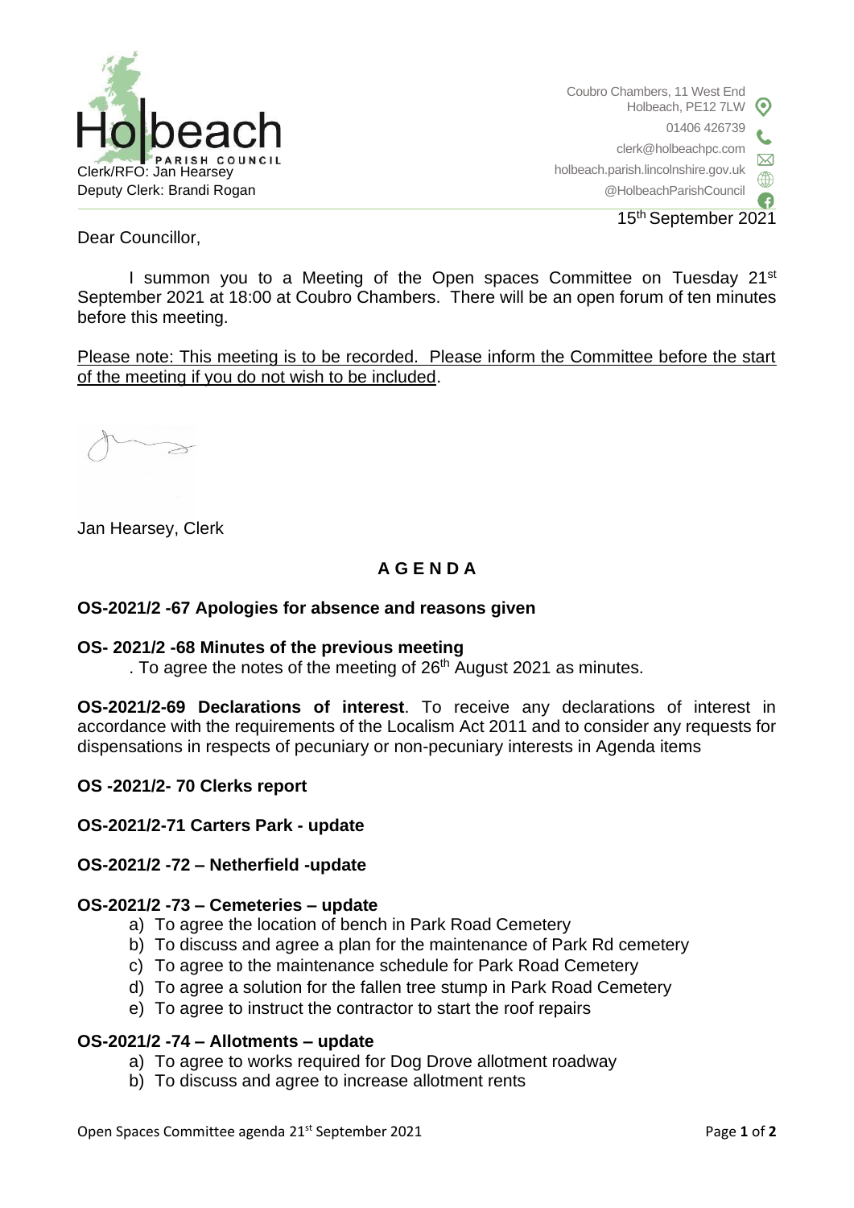Holbeach PARISH COUNCIL

Clerk/RFO: Jan Hearsey
Deputy Clerk: Brandi Rogan

Coubro Chambers, 11 West End
Holbeach, PE12 7LW
01406 426739
clerk@holbeachpc.com
holbeach.parish.lincolnshire.gov.uk
@HolbeachParishCouncil

15th September 2021

Dear Councillor,

I summon you to a Meeting of the Open spaces Committee on Tuesday 21st September 2021 at 18:00 at Coubro Chambers. There will be an open forum of ten minutes before this meeting.

Please note: This meeting is to be recorded. Please inform the Committee before the start of the meeting if you do not wish to be included.

Jan Hearsey, Clerk

## A G E N D A

**OS-2021/2 -67 Apologies for absence and reasons given**

**OS- 2021/2 -68 Minutes of the previous meeting**

. To agree the notes of the meeting of 26th August 2021 as minutes.

**OS-2021/2-69 Declarations of interest**. To receive any declarations of interest in accordance with the requirements of the Localism Act 2011 and to consider any requests for dispensations in respects of pecuniary or non-pecuniary interests in Agenda items

**OS -2021/2- 70 Clerks report**

**OS-2021/2-71 Carters Park - update**

**OS-2021/2 -72 – Netherfield -update**

**OS-2021/2 -73 – Cemeteries – update**

a) To agree the location of bench in Park Road Cemetery
b) To discuss and agree a plan for the maintenance of Park Rd cemetery
c) To agree to the maintenance schedule for Park Road Cemetery
d) To agree a solution for the fallen tree stump in Park Road Cemetery
e) To agree to instruct the contractor to start the roof repairs

**OS-2021/2 -74 – Allotments – update**

a) To agree to works required for Dog Drove allotment roadway
b) To discuss and agree to increase allotment rents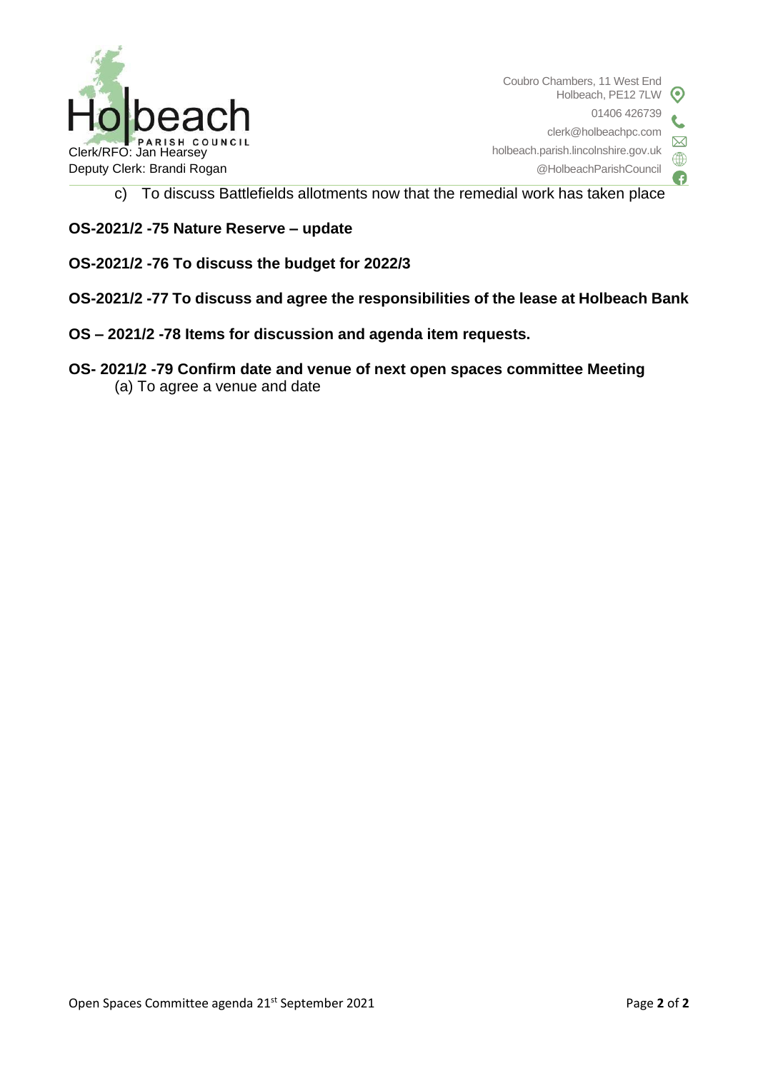c) To discuss Battlefields allotments now that the remedial work has taken place

**OS-2021/2 -75 Nature Reserve – update**

**OS-2021/2 -76 To discuss the budget for 2022/3**

**OS-2021/2 -77 To discuss and agree the responsibilities of the lease at Holbeach Bank**

**OS – 2021/2 -78 Items for discussion and agenda item requests.**

**OS- 2021/2 -79 Confirm date and venue of next open spaces committee Meeting**

(a) To agree a venue and date